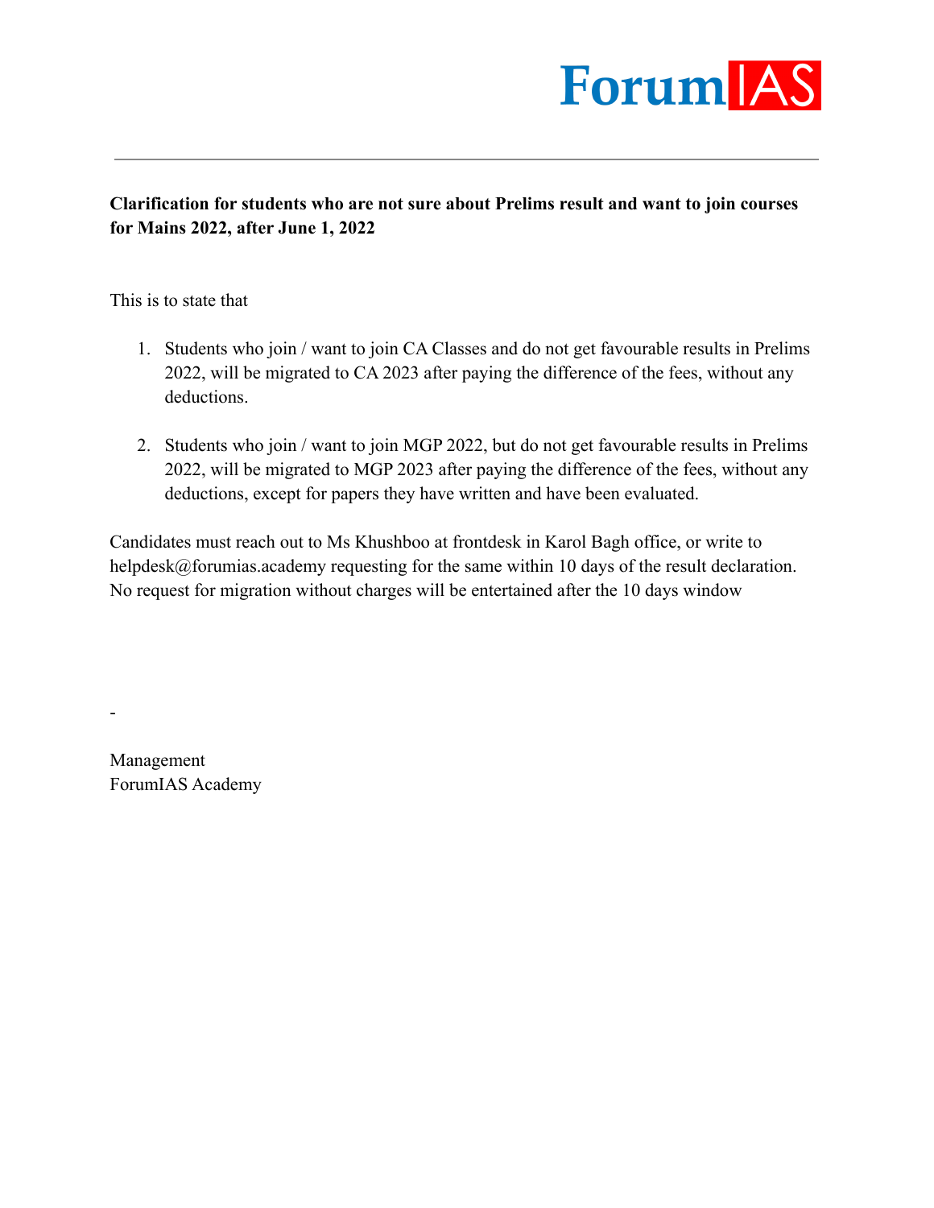ForumIAS

---

**Clarification for students who are not sure about Prelims result and want to join courses for Mains 2022, after June 1, 2022**

This is to state that

1. Students who join / want to join CA Classes and do not get favourable results in Prelims 2022, will be migrated to CA 2023 after paying the difference of the fees, without any deductions.

2. Students who join / want to join MGP 2022, but do not get favourable results in Prelims 2022, will be migrated to MGP 2023 after paying the difference of the fees, without any deductions, except for papers they have written and have been evaluated.

Candidates must reach out to Ms Khushboo at frontdesk in Karol Bagh office, or write to helpdesk@forumias.academy requesting for the same within 10 days of the result declaration. No request for migration without charges will be entertained after the 10 days window

-

Management
ForumIAS Academy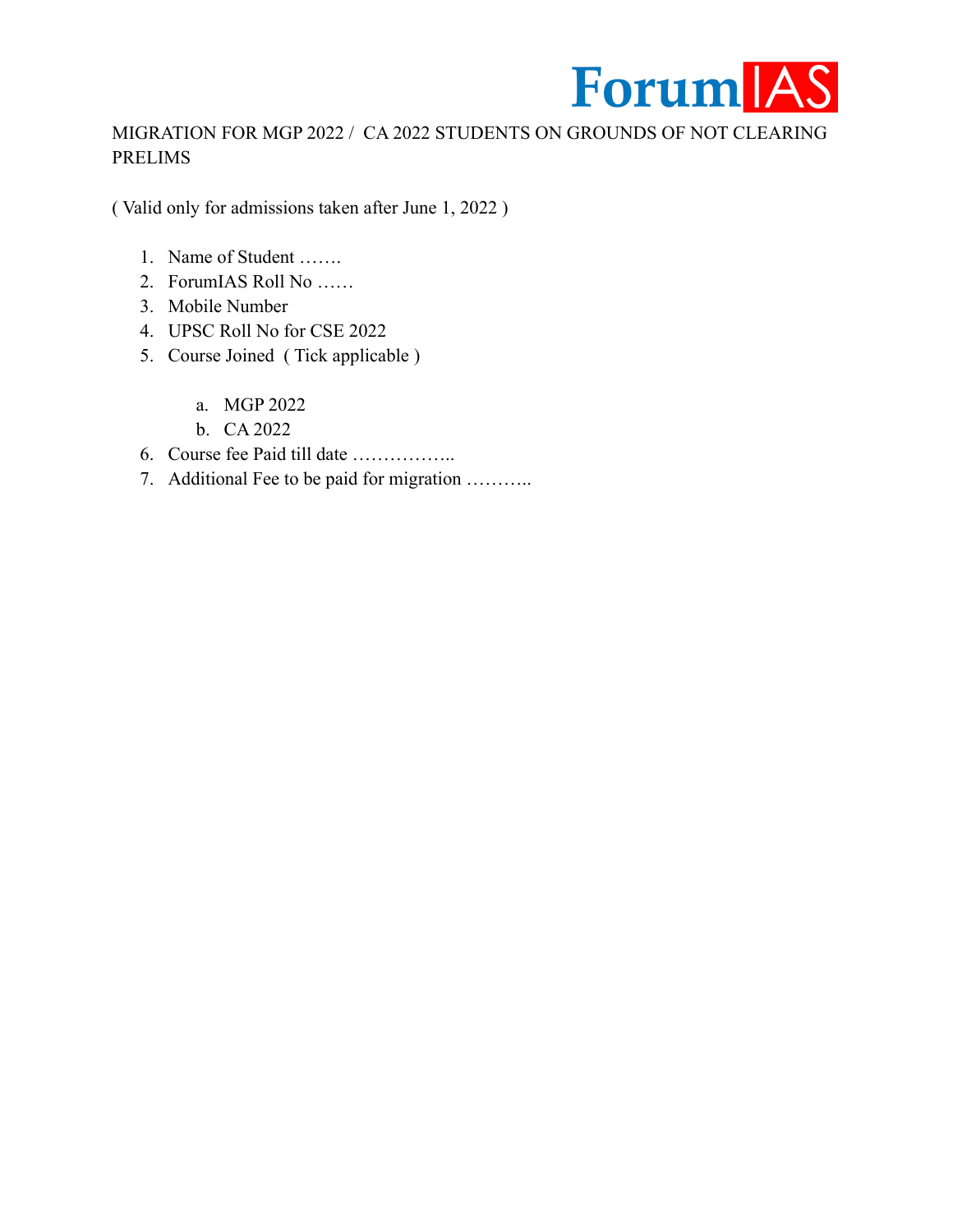ForumIAS

MIGRATION FOR MGP 2022 / CA 2022 STUDENTS ON GROUNDS OF NOT CLEARING PRELIMS

( Valid only for admissions taken after June 1, 2022 )

1. Name of Student …….
2. ForumIAS Roll No ……
3. Mobile Number
4. UPSC Roll No for CSE 2022
5. Course Joined ( Tick applicable )

    a. MGP 2022
    b. CA 2022

6. Course fee Paid till date ……………..
7. Additional Fee to be paid for migration ………..